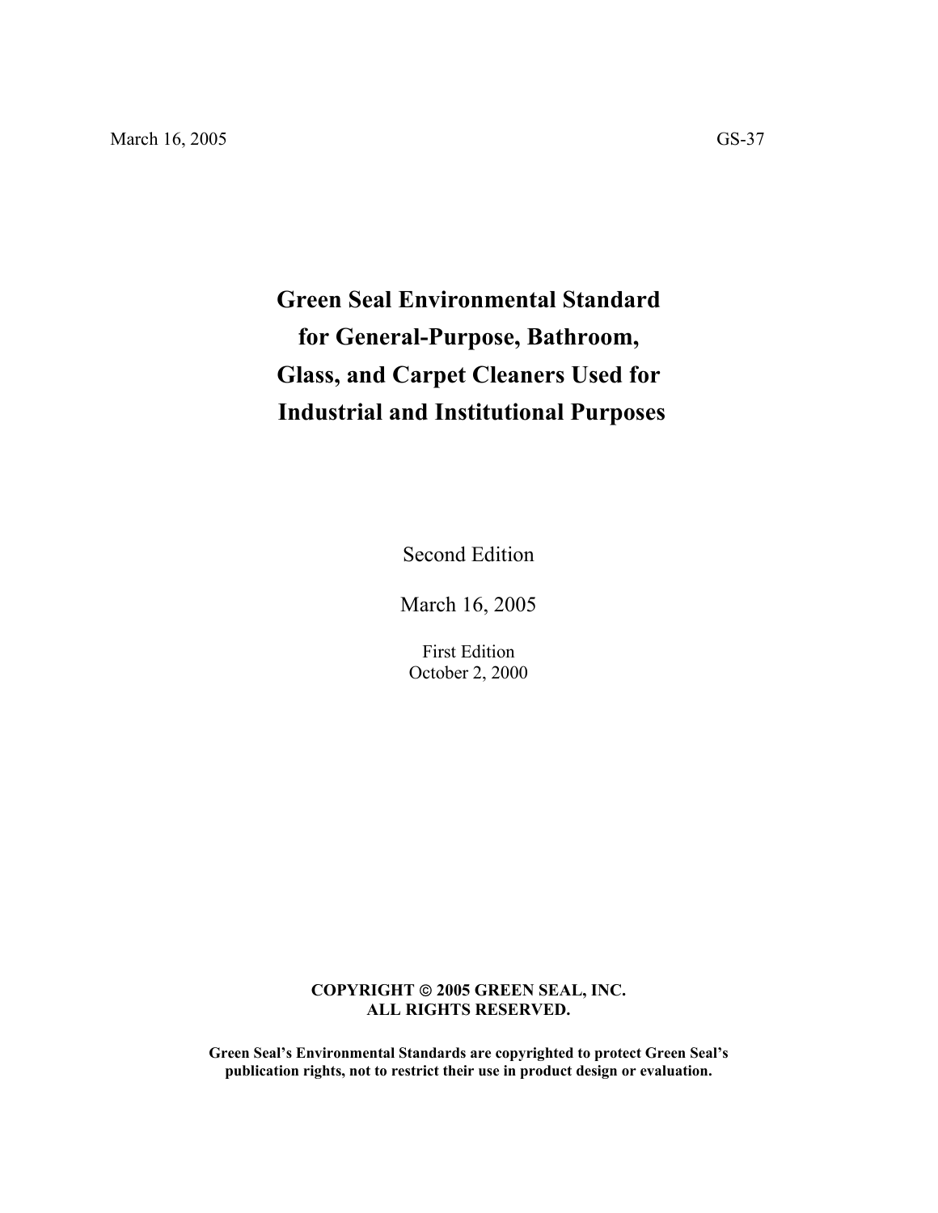March 16, 2005 GS-37

# Green Seal Environmental Standard for General-Purpose, Bathroom, Glass, and Carpet Cleaners Used for Industrial and Institutional Purposes

Second Edition

March 16, 2005

First Edition
October 2, 2000

**COPYRIGHT © 2005 GREEN SEAL, INC.**
**ALL RIGHTS RESERVED.**

**Green Seal's Environmental Standards are copyrighted to protect Green Seal's publication rights, not to restrict their use in product design or evaluation.**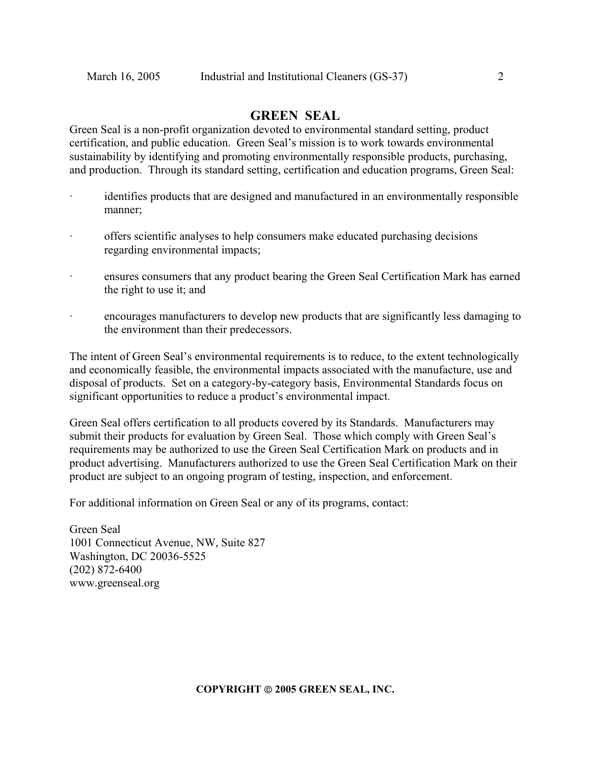# GREEN SEAL

Green Seal is a non-profit organization devoted to environmental standard setting, product certification, and public education. Green Seal's mission is to work towards environmental sustainability by identifying and promoting environmentally responsible products, purchasing, and production. Through its standard setting, certification and education programs, Green Seal:

- identifies products that are designed and manufactured in an environmentally responsible manner;
- offers scientific analyses to help consumers make educated purchasing decisions regarding environmental impacts;
- ensures consumers that any product bearing the Green Seal Certification Mark has earned the right to use it; and
- encourages manufacturers to develop new products that are significantly less damaging to the environment than their predecessors.

The intent of Green Seal's environmental requirements is to reduce, to the extent technologically and economically feasible, the environmental impacts associated with the manufacture, use and disposal of products. Set on a category-by-category basis, Environmental Standards focus on significant opportunities to reduce a product's environmental impact.

Green Seal offers certification to all products covered by its Standards. Manufacturers may submit their products for evaluation by Green Seal. Those which comply with Green Seal's requirements may be authorized to use the Green Seal Certification Mark on products and in product advertising. Manufacturers authorized to use the Green Seal Certification Mark on their product are subject to an ongoing program of testing, inspection, and enforcement.

For additional information on Green Seal or any of its programs, contact:

Green Seal
1001 Connecticut Avenue, NW, Suite 827
Washington, DC 20036-5525
(202) 872-6400
www.greenseal.org

**COPYRIGHT © 2005 GREEN SEAL, INC.**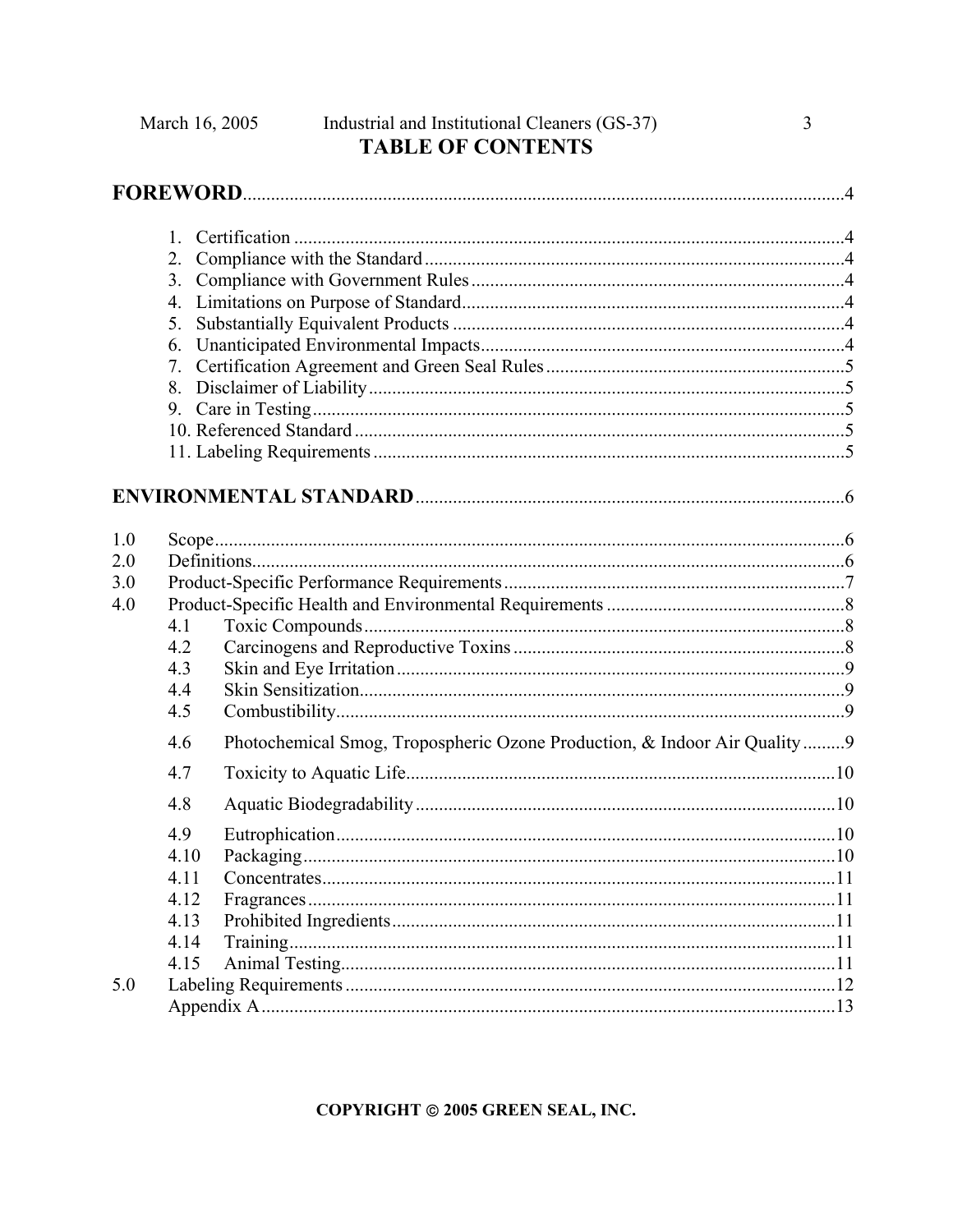# TABLE OF CONTENTS

**FOREWORD** ..... 4

1. Certification ..... 4
2. Compliance with the Standard ..... 4
3. Compliance with Government Rules ..... 4
4. Limitations on Purpose of Standard ..... 4
5. Substantially Equivalent Products ..... 4
6. Unanticipated Environmental Impacts ..... 4
7. Certification Agreement and Green Seal Rules ..... 5
8. Disclaimer of Liability ..... 5
9. Care in Testing ..... 5
10. Referenced Standard ..... 5
11. Labeling Requirements ..... 5

**ENVIRONMENTAL STANDARD** ..... 6

1.0 Scope ..... 6
2.0 Definitions ..... 6
3.0 Product-Specific Performance Requirements ..... 7
4.0 Product-Specific Health and Environmental Requirements ..... 8
- 4.1 Toxic Compounds ..... 8
- 4.2 Carcinogens and Reproductive Toxins ..... 8
- 4.3 Skin and Eye Irritation ..... 9
- 4.4 Skin Sensitization ..... 9
- 4.5 Combustibility ..... 9
- 4.6 Photochemical Smog, Tropospheric Ozone Production, & Indoor Air Quality ..... 9
- 4.7 Toxicity to Aquatic Life ..... 10
- 4.8 Aquatic Biodegradability ..... 10
- 4.9 Eutrophication ..... 10
- 4.10 Packaging ..... 10
- 4.11 Concentrates ..... 11
- 4.12 Fragrances ..... 11
- 4.13 Prohibited Ingredients ..... 11
- 4.14 Training ..... 11
- 4.15 Animal Testing ..... 11

5.0 Labeling Requirements ..... 12
Appendix A ..... 13

**COPYRIGHT © 2005 GREEN SEAL, INC.**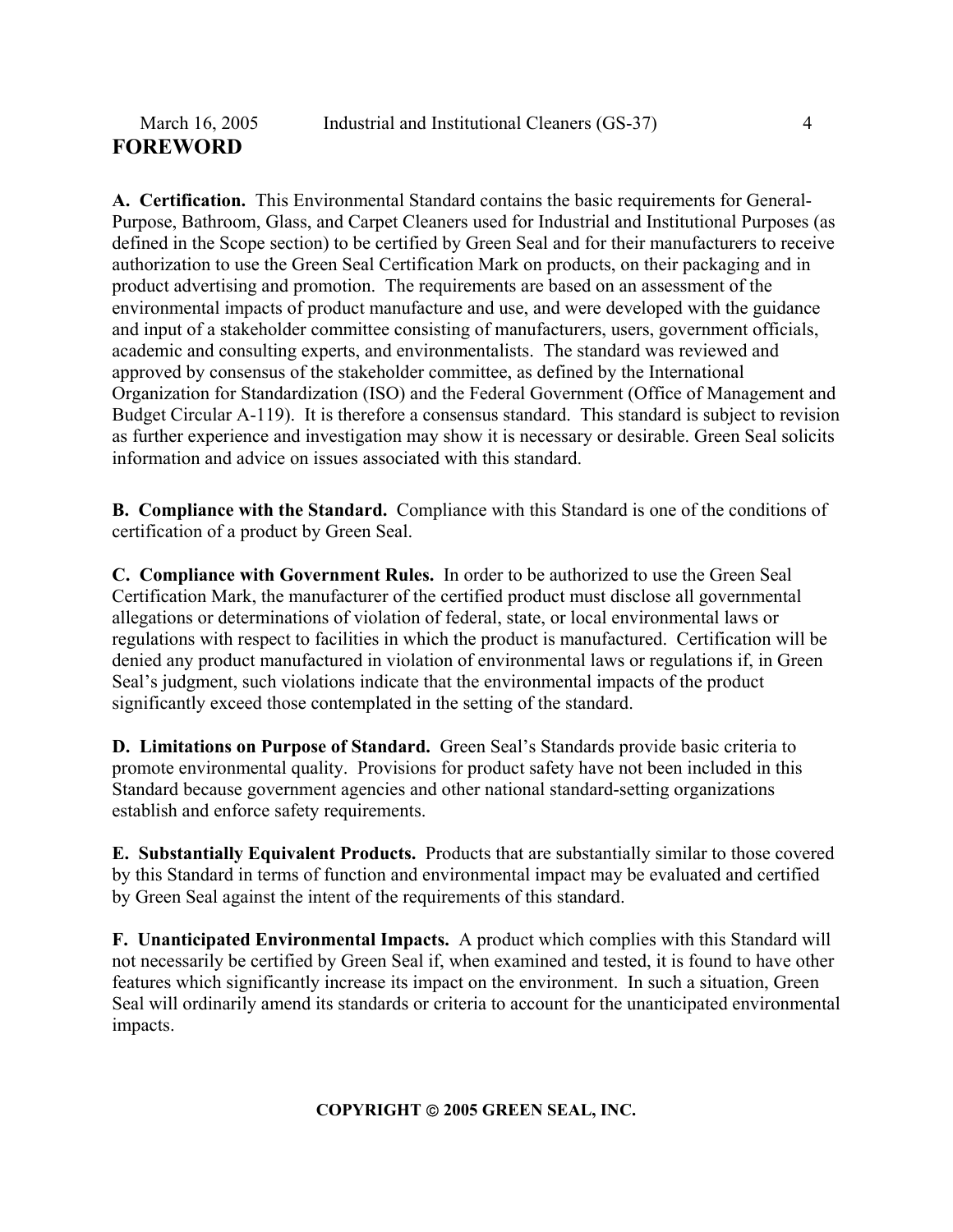# FOREWORD

**A. Certification.** This Environmental Standard contains the basic requirements for General-Purpose, Bathroom, Glass, and Carpet Cleaners used for Industrial and Institutional Purposes (as defined in the Scope section) to be certified by Green Seal and for their manufacturers to receive authorization to use the Green Seal Certification Mark on products, on their packaging and in product advertising and promotion. The requirements are based on an assessment of the environmental impacts of product manufacture and use, and were developed with the guidance and input of a stakeholder committee consisting of manufacturers, users, government officials, academic and consulting experts, and environmentalists. The standard was reviewed and approved by consensus of the stakeholder committee, as defined by the International Organization for Standardization (ISO) and the Federal Government (Office of Management and Budget Circular A-119). It is therefore a consensus standard. This standard is subject to revision as further experience and investigation may show it is necessary or desirable. Green Seal solicits information and advice on issues associated with this standard.

**B. Compliance with the Standard.** Compliance with this Standard is one of the conditions of certification of a product by Green Seal.

**C. Compliance with Government Rules.** In order to be authorized to use the Green Seal Certification Mark, the manufacturer of the certified product must disclose all governmental allegations or determinations of violation of federal, state, or local environmental laws or regulations with respect to facilities in which the product is manufactured. Certification will be denied any product manufactured in violation of environmental laws or regulations if, in Green Seal's judgment, such violations indicate that the environmental impacts of the product significantly exceed those contemplated in the setting of the standard.

**D. Limitations on Purpose of Standard.** Green Seal's Standards provide basic criteria to promote environmental quality. Provisions for product safety have not been included in this Standard because government agencies and other national standard-setting organizations establish and enforce safety requirements.

**E. Substantially Equivalent Products.** Products that are substantially similar to those covered by this Standard in terms of function and environmental impact may be evaluated and certified by Green Seal against the intent of the requirements of this standard.

**F. Unanticipated Environmental Impacts.** A product which complies with this Standard will not necessarily be certified by Green Seal if, when examined and tested, it is found to have other features which significantly increase its impact on the environment. In such a situation, Green Seal will ordinarily amend its standards or criteria to account for the unanticipated environmental impacts.

**COPYRIGHT © 2005 GREEN SEAL, INC.**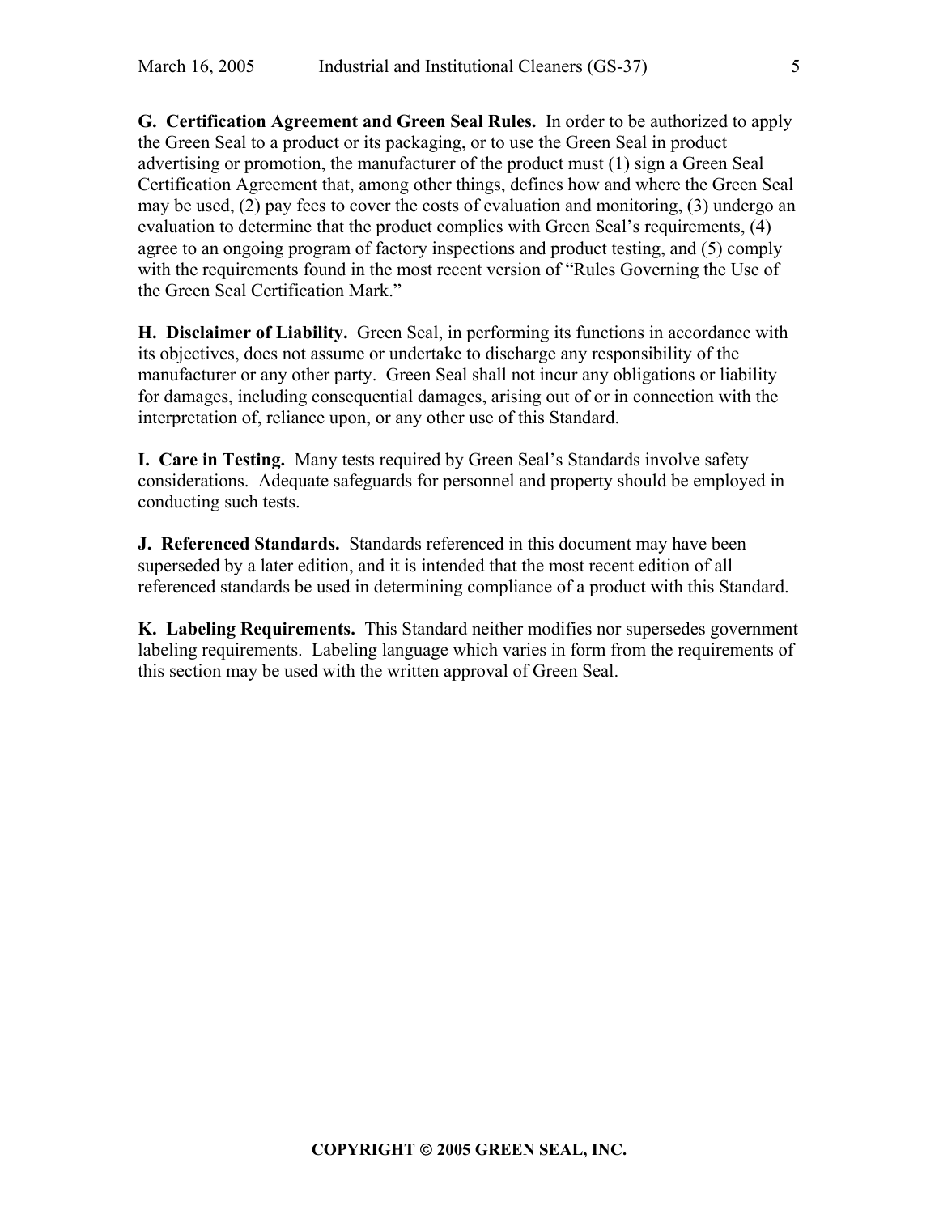**G. Certification Agreement and Green Seal Rules.** In order to be authorized to apply the Green Seal to a product or its packaging, or to use the Green Seal in product advertising or promotion, the manufacturer of the product must (1) sign a Green Seal Certification Agreement that, among other things, defines how and where the Green Seal may be used, (2) pay fees to cover the costs of evaluation and monitoring, (3) undergo an evaluation to determine that the product complies with Green Seal's requirements, (4) agree to an ongoing program of factory inspections and product testing, and (5) comply with the requirements found in the most recent version of "Rules Governing the Use of the Green Seal Certification Mark."

**H. Disclaimer of Liability.** Green Seal, in performing its functions in accordance with its objectives, does not assume or undertake to discharge any responsibility of the manufacturer or any other party. Green Seal shall not incur any obligations or liability for damages, including consequential damages, arising out of or in connection with the interpretation of, reliance upon, or any other use of this Standard.

**I. Care in Testing.** Many tests required by Green Seal's Standards involve safety considerations. Adequate safeguards for personnel and property should be employed in conducting such tests.

**J. Referenced Standards.** Standards referenced in this document may have been superseded by a later edition, and it is intended that the most recent edition of all referenced standards be used in determining compliance of a product with this Standard.

**K. Labeling Requirements.** This Standard neither modifies nor supersedes government labeling requirements. Labeling language which varies in form from the requirements of this section may be used with the written approval of Green Seal.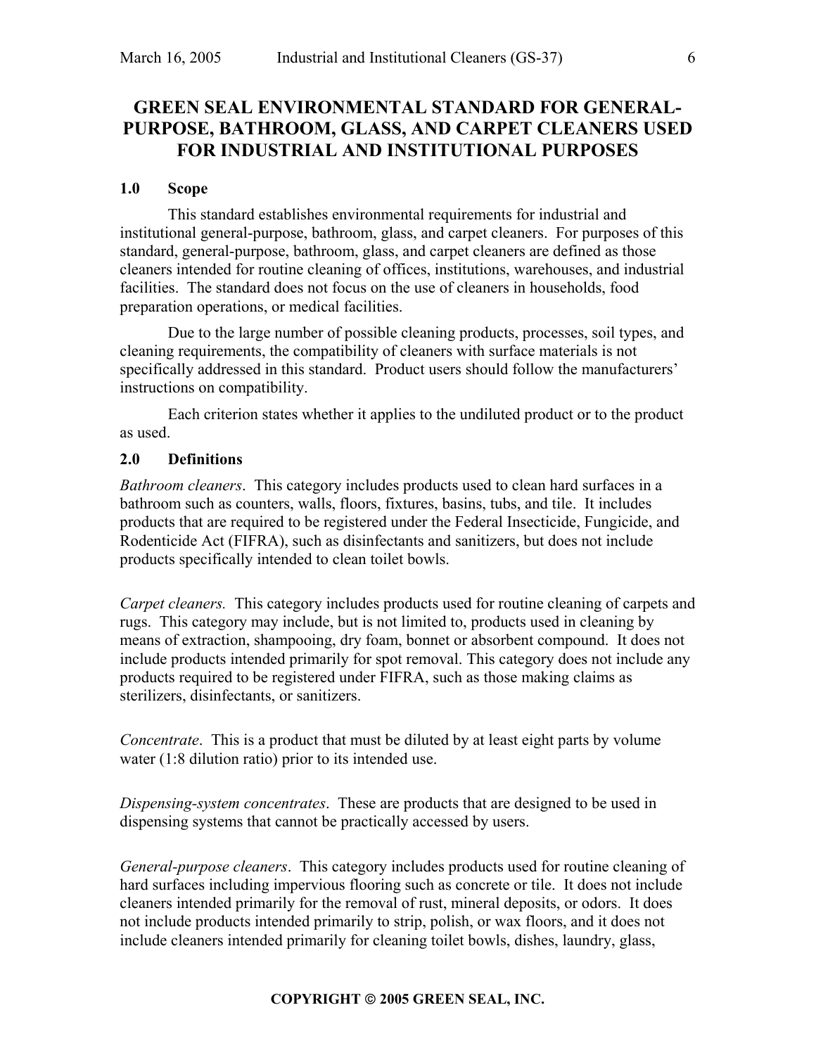# GREEN SEAL ENVIRONMENTAL STANDARD FOR GENERAL-PURPOSE, BATHROOM, GLASS, AND CARPET CLEANERS USED FOR INDUSTRIAL AND INSTITUTIONAL PURPOSES

## 1.0 Scope

This standard establishes environmental requirements for industrial and institutional general-purpose, bathroom, glass, and carpet cleaners. For purposes of this standard, general-purpose, bathroom, glass, and carpet cleaners are defined as those cleaners intended for routine cleaning of offices, institutions, warehouses, and industrial facilities. The standard does not focus on the use of cleaners in households, food preparation operations, or medical facilities.

Due to the large number of possible cleaning products, processes, soil types, and cleaning requirements, the compatibility of cleaners with surface materials is not specifically addressed in this standard. Product users should follow the manufacturers' instructions on compatibility.

Each criterion states whether it applies to the undiluted product or to the product as used.

## 2.0 Definitions

*Bathroom cleaners*. This category includes products used to clean hard surfaces in a bathroom such as counters, walls, floors, fixtures, basins, tubs, and tile. It includes products that are required to be registered under the Federal Insecticide, Fungicide, and Rodenticide Act (FIFRA), such as disinfectants and sanitizers, but does not include products specifically intended to clean toilet bowls.

*Carpet cleaners.* This category includes products used for routine cleaning of carpets and rugs. This category may include, but is not limited to, products used in cleaning by means of extraction, shampooing, dry foam, bonnet or absorbent compound. It does not include products intended primarily for spot removal. This category does not include any products required to be registered under FIFRA, such as those making claims as sterilizers, disinfectants, or sanitizers.

*Concentrate*. This is a product that must be diluted by at least eight parts by volume water (1:8 dilution ratio) prior to its intended use.

*Dispensing-system concentrates*. These are products that are designed to be used in dispensing systems that cannot be practically accessed by users.

*General-purpose cleaners*. This category includes products used for routine cleaning of hard surfaces including impervious flooring such as concrete or tile. It does not include cleaners intended primarily for the removal of rust, mineral deposits, or odors. It does not include products intended primarily to strip, polish, or wax floors, and it does not include cleaners intended primarily for cleaning toilet bowls, dishes, laundry, glass,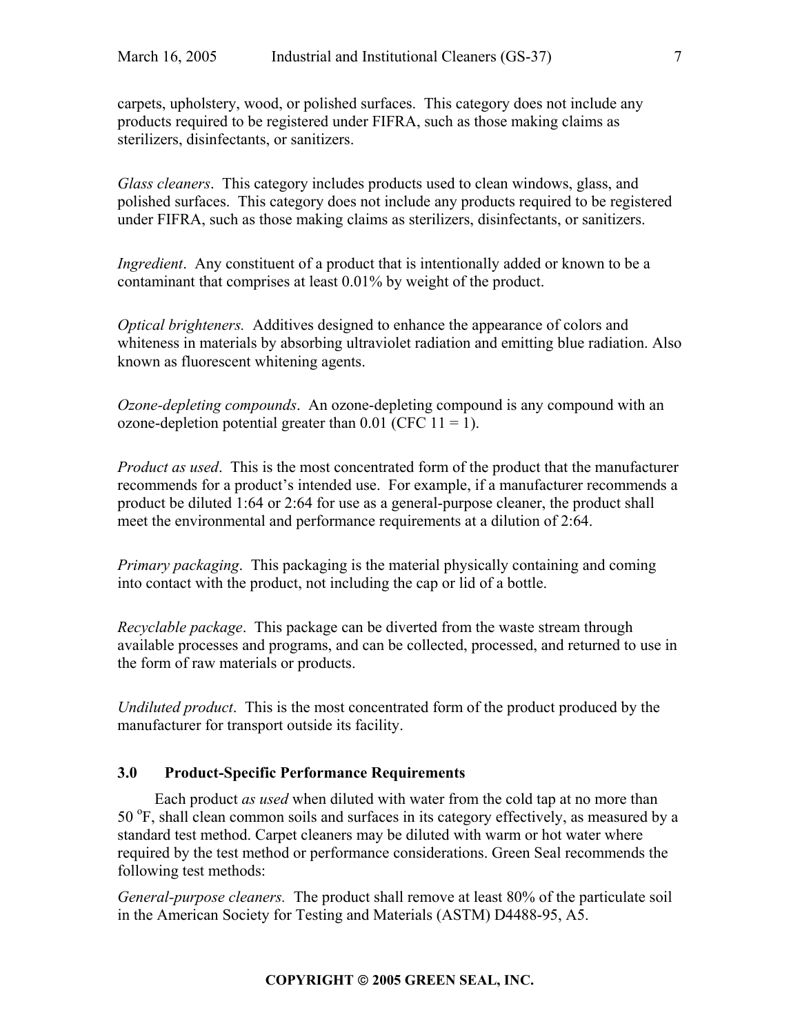carpets, upholstery, wood, or polished surfaces. This category does not include any products required to be registered under FIFRA, such as those making claims as sterilizers, disinfectants, or sanitizers.

*Glass cleaners*. This category includes products used to clean windows, glass, and polished surfaces. This category does not include any products required to be registered under FIFRA, such as those making claims as sterilizers, disinfectants, or sanitizers.

*Ingredient*. Any constituent of a product that is intentionally added or known to be a contaminant that comprises at least 0.01% by weight of the product.

*Optical brighteners.* Additives designed to enhance the appearance of colors and whiteness in materials by absorbing ultraviolet radiation and emitting blue radiation. Also known as fluorescent whitening agents.

*Ozone-depleting compounds*. An ozone-depleting compound is any compound with an ozone-depletion potential greater than 0.01 (CFC 11 = 1).

*Product as used*. This is the most concentrated form of the product that the manufacturer recommends for a product's intended use. For example, if a manufacturer recommends a product be diluted 1:64 or 2:64 for use as a general-purpose cleaner, the product shall meet the environmental and performance requirements at a dilution of 2:64.

*Primary packaging*. This packaging is the material physically containing and coming into contact with the product, not including the cap or lid of a bottle.

*Recyclable package*. This package can be diverted from the waste stream through available processes and programs, and can be collected, processed, and returned to use in the form of raw materials or products.

*Undiluted product*. This is the most concentrated form of the product produced by the manufacturer for transport outside its facility.

## 3.0 Product-Specific Performance Requirements

Each product *as used* when diluted with water from the cold tap at no more than 50 $^{o}$F, shall clean common soils and surfaces in its category effectively, as measured by a standard test method. Carpet cleaners may be diluted with warm or hot water where required by the test method or performance considerations. Green Seal recommends the following test methods:

*General-purpose cleaners.* The product shall remove at least 80% of the particulate soil in the American Society for Testing and Materials (ASTM) D4488-95, A5.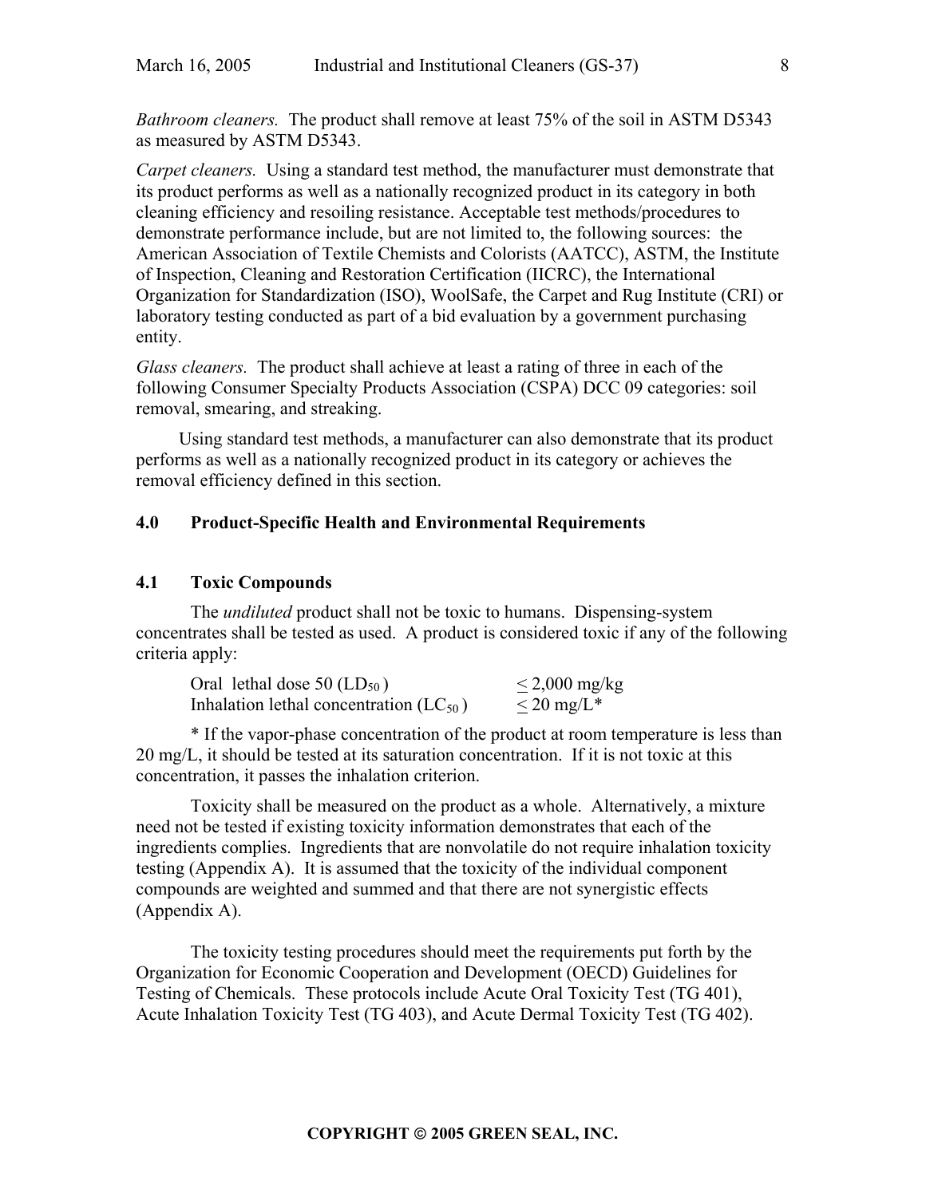*Bathroom cleaners.* The product shall remove at least 75% of the soil in ASTM D5343 as measured by ASTM D5343.

*Carpet cleaners.* Using a standard test method, the manufacturer must demonstrate that its product performs as well as a nationally recognized product in its category in both cleaning efficiency and resoiling resistance. Acceptable test methods/procedures to demonstrate performance include, but are not limited to, the following sources: the American Association of Textile Chemists and Colorists (AATCC), ASTM, the Institute of Inspection, Cleaning and Restoration Certification (IICRC), the International Organization for Standardization (ISO), WoolSafe, the Carpet and Rug Institute (CRI) or laboratory testing conducted as part of a bid evaluation by a government purchasing entity.

*Glass cleaners.* The product shall achieve at least a rating of three in each of the following Consumer Specialty Products Association (CSPA) DCC 09 categories: soil removal, smearing, and streaking.

Using standard test methods, a manufacturer can also demonstrate that its product performs as well as a nationally recognized product in its category or achieves the removal efficiency defined in this section.

## 4.0 Product-Specific Health and Environmental Requirements

### 4.1 Toxic Compounds

The *undiluted* product shall not be toxic to humans. Dispensing-system concentrates shall be tested as used. A product is considered toxic if any of the following criteria apply:

| | |
|---|---|
| Oral lethal dose 50 ($LD_{50}$) | $\leq$ 2,000 mg/kg |
| Inhalation lethal concentration ($LC_{50}$) | $\leq$ 20 mg/L* |

* If the vapor-phase concentration of the product at room temperature is less than 20 mg/L, it should be tested at its saturation concentration. If it is not toxic at this concentration, it passes the inhalation criterion.

Toxicity shall be measured on the product as a whole. Alternatively, a mixture need not be tested if existing toxicity information demonstrates that each of the ingredients complies. Ingredients that are nonvolatile do not require inhalation toxicity testing (Appendix A). It is assumed that the toxicity of the individual component compounds are weighted and summed and that there are not synergistic effects (Appendix A).

The toxicity testing procedures should meet the requirements put forth by the Organization for Economic Cooperation and Development (OECD) Guidelines for Testing of Chemicals. These protocols include Acute Oral Toxicity Test (TG 401), Acute Inhalation Toxicity Test (TG 403), and Acute Dermal Toxicity Test (TG 402).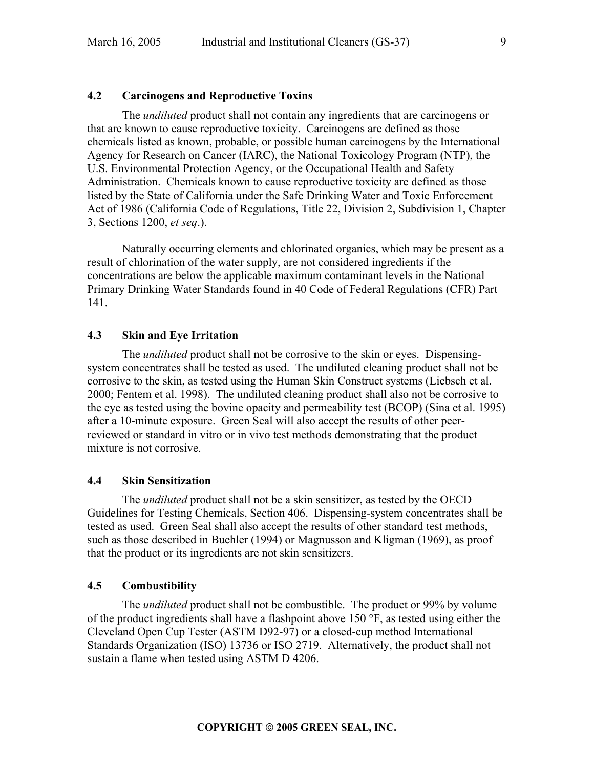### 4.2 Carcinogens and Reproductive Toxins

The *undiluted* product shall not contain any ingredients that are carcinogens or that are known to cause reproductive toxicity. Carcinogens are defined as those chemicals listed as known, probable, or possible human carcinogens by the International Agency for Research on Cancer (IARC), the National Toxicology Program (NTP), the U.S. Environmental Protection Agency, or the Occupational Health and Safety Administration. Chemicals known to cause reproductive toxicity are defined as those listed by the State of California under the Safe Drinking Water and Toxic Enforcement Act of 1986 (California Code of Regulations, Title 22, Division 2, Subdivision 1, Chapter 3, Sections 1200, *et seq*.).

Naturally occurring elements and chlorinated organics, which may be present as a result of chlorination of the water supply, are not considered ingredients if the concentrations are below the applicable maximum contaminant levels in the National Primary Drinking Water Standards found in 40 Code of Federal Regulations (CFR) Part 141.

### 4.3 Skin and Eye Irritation

The *undiluted* product shall not be corrosive to the skin or eyes. Dispensing-system concentrates shall be tested as used. The undiluted cleaning product shall not be corrosive to the skin, as tested using the Human Skin Construct systems (Liebsch et al. 2000; Fentem et al. 1998). The undiluted cleaning product shall also not be corrosive to the eye as tested using the bovine opacity and permeability test (BCOP) (Sina et al. 1995) after a 10-minute exposure. Green Seal will also accept the results of other peer-reviewed or standard in vitro or in vivo test methods demonstrating that the product mixture is not corrosive.

### 4.4 Skin Sensitization

The *undiluted* product shall not be a skin sensitizer, as tested by the OECD Guidelines for Testing Chemicals, Section 406. Dispensing-system concentrates shall be tested as used. Green Seal shall also accept the results of other standard test methods, such as those described in Buehler (1994) or Magnusson and Kligman (1969), as proof that the product or its ingredients are not skin sensitizers.

### 4.5 Combustibility

The *undiluted* product shall not be combustible. The product or 99% by volume of the product ingredients shall have a flashpoint above 150 °F, as tested using either the Cleveland Open Cup Tester (ASTM D92-97) or a closed-cup method International Standards Organization (ISO) 13736 or ISO 2719. Alternatively, the product shall not sustain a flame when tested using ASTM D 4206.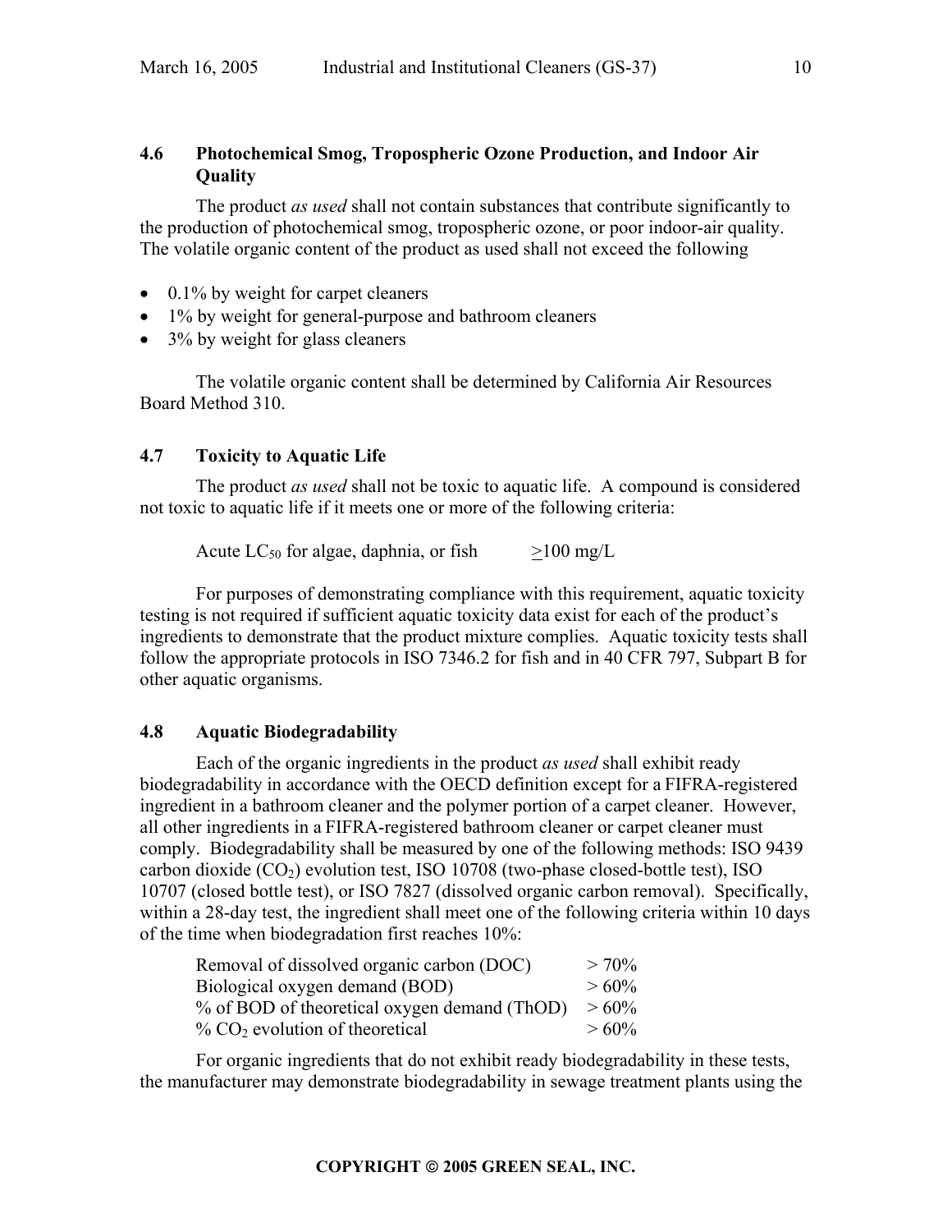### 4.6 Photochemical Smog, Tropospheric Ozone Production, and Indoor Air Quality

The product *as used* shall not contain substances that contribute significantly to the production of photochemical smog, tropospheric ozone, or poor indoor-air quality. The volatile organic content of the product as used shall not exceed the following

- 0.1% by weight for carpet cleaners
- 1% by weight for general-purpose and bathroom cleaners
- 3% by weight for glass cleaners

The volatile organic content shall be determined by California Air Resources Board Method 310.

### 4.7 Toxicity to Aquatic Life

The product *as used* shall not be toxic to aquatic life. A compound is considered not toxic to aquatic life if it meets one or more of the following criteria:

Acute $LC_{50}$ for algae, daphnia, or fish $\geq$100 mg/L

For purposes of demonstrating compliance with this requirement, aquatic toxicity testing is not required if sufficient aquatic toxicity data exist for each of the product's ingredients to demonstrate that the product mixture complies. Aquatic toxicity tests shall follow the appropriate protocols in ISO 7346.2 for fish and in 40 CFR 797, Subpart B for other aquatic organisms.

### 4.8 Aquatic Biodegradability

Each of the organic ingredients in the product *as used* shall exhibit ready biodegradability in accordance with the OECD definition except for a FIFRA-registered ingredient in a bathroom cleaner and the polymer portion of a carpet cleaner. However, all other ingredients in a FIFRA-registered bathroom cleaner or carpet cleaner must comply. Biodegradability shall be measured by one of the following methods: ISO 9439 carbon dioxide ($CO_2$) evolution test, ISO 10708 (two-phase closed-bottle test), ISO 10707 (closed bottle test), or ISO 7827 (dissolved organic carbon removal). Specifically, within a 28-day test, the ingredient shall meet one of the following criteria within 10 days of the time when biodegradation first reaches 10%:

| | |
|---|---|
| Removal of dissolved organic carbon (DOC) | > 70% |
| Biological oxygen demand (BOD) | > 60% |
| % of BOD of theoretical oxygen demand (ThOD) | > 60% |
| % $CO_2$ evolution of theoretical | > 60% |

For organic ingredients that do not exhibit ready biodegradability in these tests, the manufacturer may demonstrate biodegradability in sewage treatment plants using the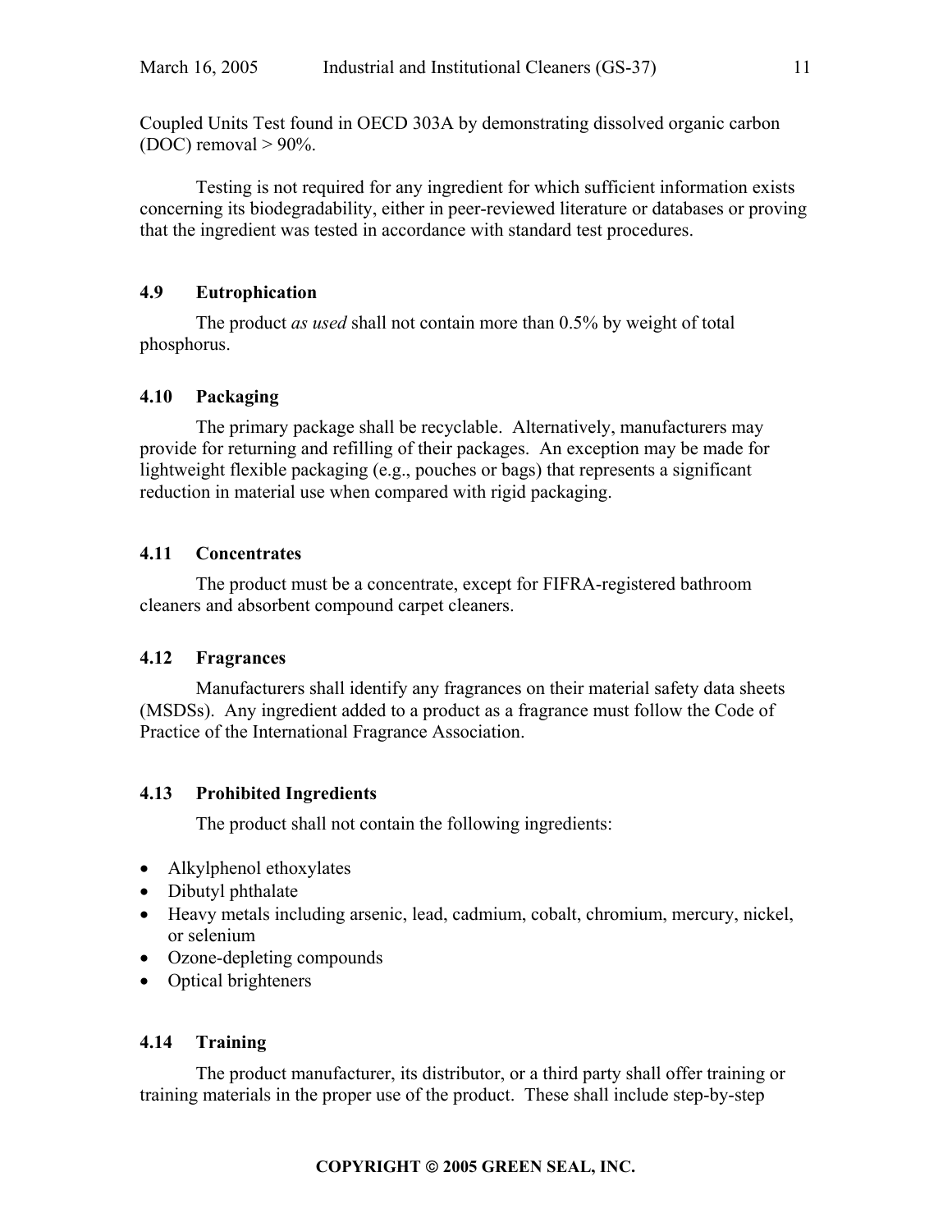Coupled Units Test found in OECD 303A by demonstrating dissolved organic carbon (DOC) removal > 90%.

Testing is not required for any ingredient for which sufficient information exists concerning its biodegradability, either in peer-reviewed literature or databases or proving that the ingredient was tested in accordance with standard test procedures.

### 4.9 Eutrophication

The product *as used* shall not contain more than 0.5% by weight of total phosphorus.

### 4.10 Packaging

The primary package shall be recyclable. Alternatively, manufacturers may provide for returning and refilling of their packages. An exception may be made for lightweight flexible packaging (e.g., pouches or bags) that represents a significant reduction in material use when compared with rigid packaging.

### 4.11 Concentrates

The product must be a concentrate, except for FIFRA-registered bathroom cleaners and absorbent compound carpet cleaners.

### 4.12 Fragrances

Manufacturers shall identify any fragrances on their material safety data sheets (MSDSs). Any ingredient added to a product as a fragrance must follow the Code of Practice of the International Fragrance Association.

### 4.13 Prohibited Ingredients

The product shall not contain the following ingredients:

- Alkylphenol ethoxylates
- Dibutyl phthalate
- Heavy metals including arsenic, lead, cadmium, cobalt, chromium, mercury, nickel, or selenium
- Ozone-depleting compounds
- Optical brighteners

### 4.14 Training

The product manufacturer, its distributor, or a third party shall offer training or training materials in the proper use of the product. These shall include step-by-step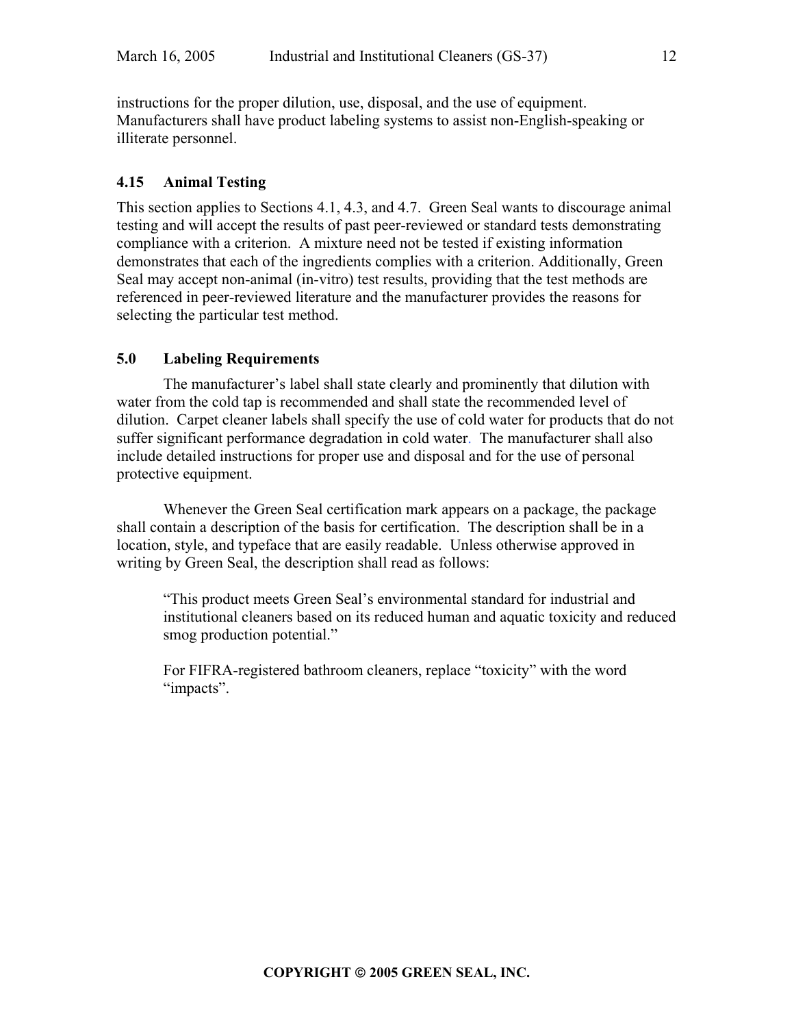instructions for the proper dilution, use, disposal, and the use of equipment. Manufacturers shall have product labeling systems to assist non-English-speaking or illiterate personnel.

### 4.15 Animal Testing

This section applies to Sections 4.1, 4.3, and 4.7. Green Seal wants to discourage animal testing and will accept the results of past peer-reviewed or standard tests demonstrating compliance with a criterion. A mixture need not be tested if existing information demonstrates that each of the ingredients complies with a criterion. Additionally, Green Seal may accept non-animal (in-vitro) test results, providing that the test methods are referenced in peer-reviewed literature and the manufacturer provides the reasons for selecting the particular test method.

## 5.0 Labeling Requirements

The manufacturer's label shall state clearly and prominently that dilution with water from the cold tap is recommended and shall state the recommended level of dilution. Carpet cleaner labels shall specify the use of cold water for products that do not suffer significant performance degradation in cold water. The manufacturer shall also include detailed instructions for proper use and disposal and for the use of personal protective equipment.

Whenever the Green Seal certification mark appears on a package, the package shall contain a description of the basis for certification. The description shall be in a location, style, and typeface that are easily readable. Unless otherwise approved in writing by Green Seal, the description shall read as follows:

> "This product meets Green Seal's environmental standard for industrial and institutional cleaners based on its reduced human and aquatic toxicity and reduced smog production potential."
>
> For FIFRA-registered bathroom cleaners, replace "toxicity" with the word "impacts".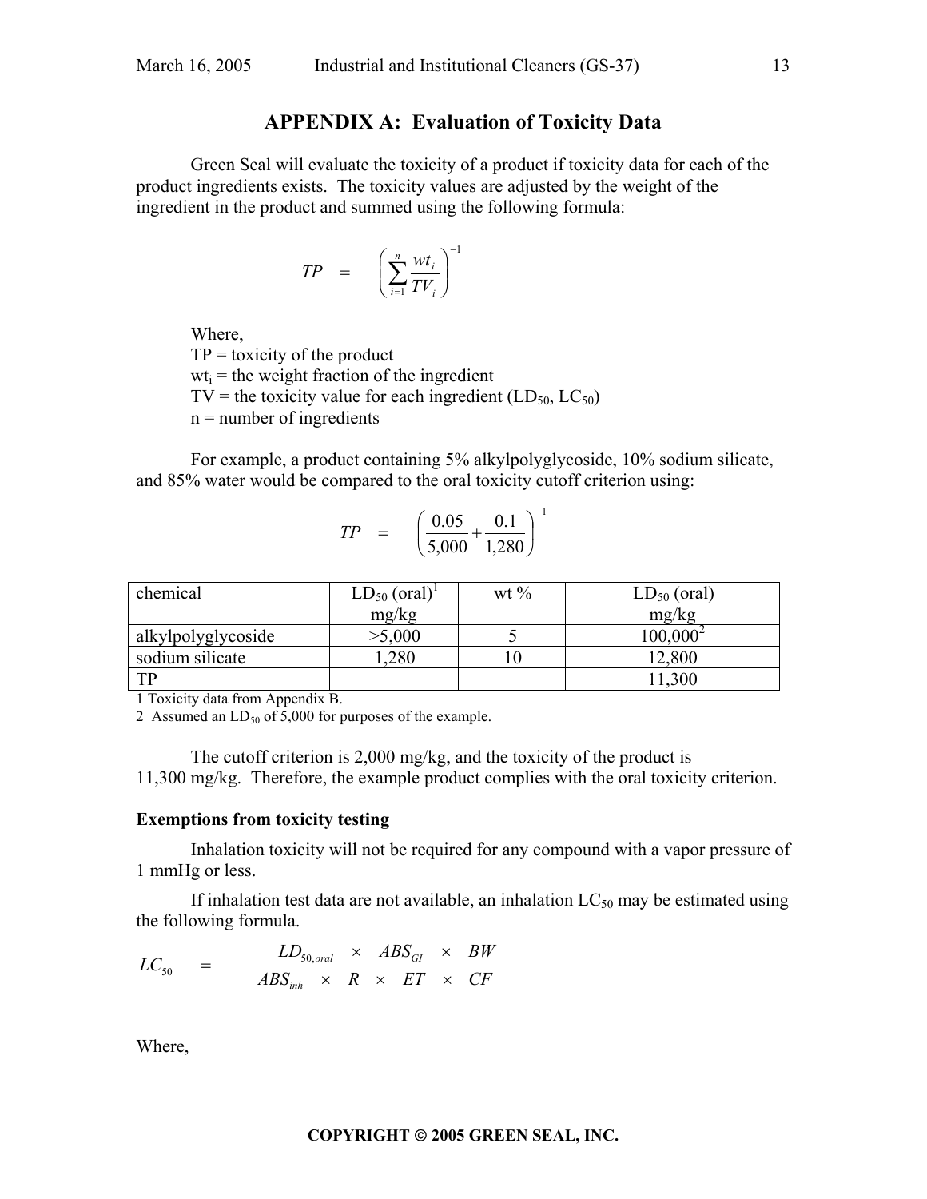## APPENDIX A: Evaluation of Toxicity Data

Green Seal will evaluate the toxicity of a product if toxicity data for each of the product ingredients exists. The toxicity values are adjusted by the weight of the ingredient in the product and summed using the following formula:

$$TP = \left( \sum_{i=1}^{n} \frac{wt_i}{TV_i} \right)^{-1}$$

Where,
TP = toxicity of the product
$wt_i$ = the weight fraction of the ingredient
TV = the toxicity value for each ingredient ($LD_{50}$, $LC_{50}$)
n = number of ingredients

For example, a product containing 5% alkylpolyglycoside, 10% sodium silicate, and 85% water would be compared to the oral toxicity cutoff criterion using:

$$TP = \left( \frac{0.05}{5{,}000} + \frac{0.1}{1{,}280} \right)^{-1}$$

| chemical | $LD_{50}$ (oral)[1] mg/kg | wt % | $LD_{50}$ (oral) mg/kg |
|---|---|---|---|
| alkylpolyglycoside | >5,000 | 5 | 100,000[2] |
| sodium silicate | 1,280 | 10 | 12,800 |
| TP | | | 11,300 |

1 Toxicity data from Appendix B.
2 Assumed an $LD_{50}$ of 5,000 for purposes of the example.

The cutoff criterion is 2,000 mg/kg, and the toxicity of the product is 11,300 mg/kg. Therefore, the example product complies with the oral toxicity criterion.

**Exemptions from toxicity testing**

Inhalation toxicity will not be required for any compound with a vapor pressure of 1 mmHg or less.

If inhalation test data are not available, an inhalation $LC_{50}$ may be estimated using the following formula.

$$LC_{50} = \frac{LD_{50,oral} \times ABS_{GI} \times BW}{ABS_{inh} \times R \times ET \times CF}$$

Where,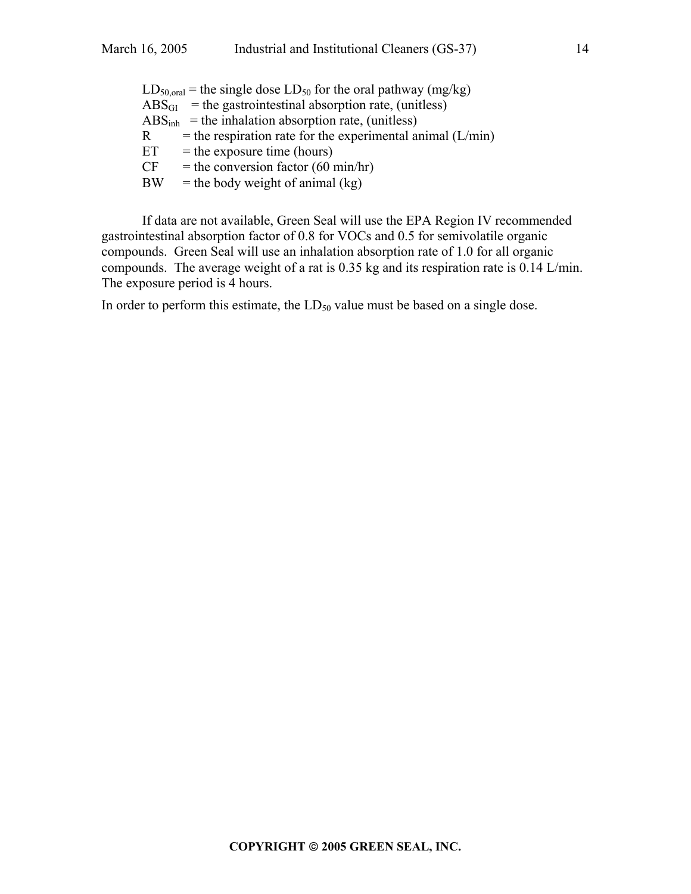$LD_{50,oral}$ = the single dose $LD_{50}$ for the oral pathway (mg/kg)
$ABS_{GI}$ = the gastrointestinal absorption rate, (unitless)
$ABS_{inh}$ = the inhalation absorption rate, (unitless)
R = the respiration rate for the experimental animal (L/min)
ET = the exposure time (hours)
CF = the conversion factor (60 min/hr)
BW = the body weight of animal (kg)

If data are not available, Green Seal will use the EPA Region IV recommended gastrointestinal absorption factor of 0.8 for VOCs and 0.5 for semivolatile organic compounds. Green Seal will use an inhalation absorption rate of 1.0 for all organic compounds. The average weight of a rat is 0.35 kg and its respiration rate is 0.14 L/min. The exposure period is 4 hours.

In order to perform this estimate, the $LD_{50}$ value must be based on a single dose.

**COPYRIGHT © 2005 GREEN SEAL, INC.**